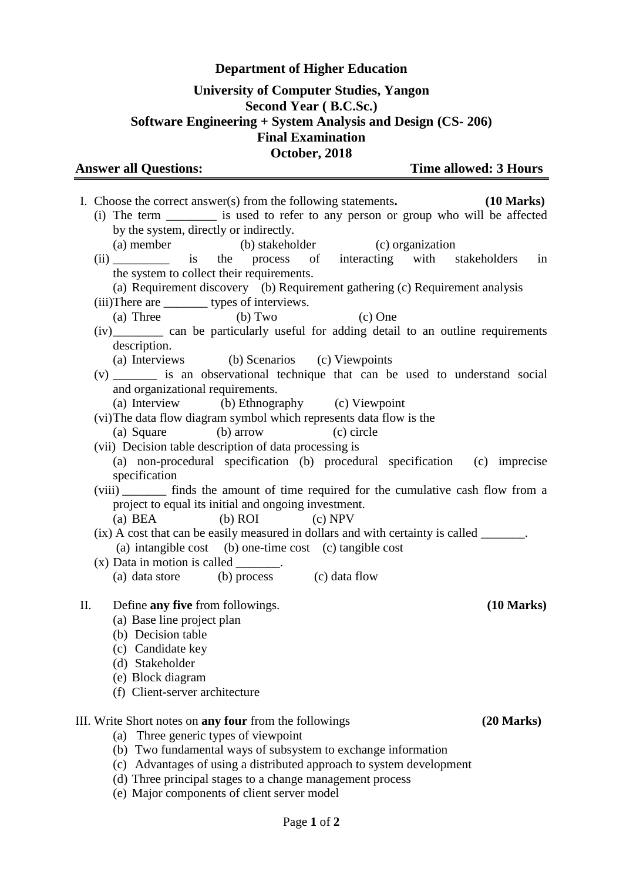**Department of Higher Education**

**University of Computer Studies, Yangon**

**Second Year ( B.C.Sc.)**

**Software Engineering + System Analysis and Design (CS- 206)**

**Final Examination**

**October, 2018**

**Answer all Questions:** **Time allowed: 3 Hours**

---

I. Choose the correct answer(s) from the following statements. **(10 Marks)**

(i) The term ________ is used to refer to any person or group who will be affected by the system, directly or indirectly.
   (a) member (b) stakeholder (c) organization

(ii) _________ is the process of interacting with stakeholders in the system to collect their requirements.
   (a) Requirement discovery (b) Requirement gathering (c) Requirement analysis

(iii) There are _______ types of interviews.
   (a) Three (b) Two (c) One

(iv) ________ can be particularly useful for adding detail to an outline requirements description.
   (a) Interviews (b) Scenarios (c) Viewpoints

(v) _______ is an observational technique that can be used to understand social and organizational requirements.
   (a) Interview (b) Ethnography (c) Viewpoint

(vi) The data flow diagram symbol which represents data flow is the
   (a) Square (b) arrow (c) circle

(vii) Decision table description of data processing is
   (a) non-procedural specification (b) procedural specification (c) imprecise specification

(viii) _______ finds the amount of time required for the cumulative cash flow from a project to equal its initial and ongoing investment.
   (a) BEA (b) ROI (c) NPV

(ix) A cost that can be easily measured in dollars and with certainty is called _______.
   (a) intangible cost (b) one-time cost (c) tangible cost

(x) Data in motion is called _______.
   (a) data store (b) process (c) data flow

II. Define **any five** from followings. **(10 Marks)**

(a) Base line project plan
(b) Decision table
(c) Candidate key
(d) Stakeholder
(e) Block diagram
(f) Client-server architecture

III. Write Short notes on **any four** from the followings **(20 Marks)**

(a) Three generic types of viewpoint
(b) Two fundamental ways of subsystem to exchange information
(c) Advantages of using a distributed approach to system development
(d) Three principal stages to a change management process
(e) Major components of client server model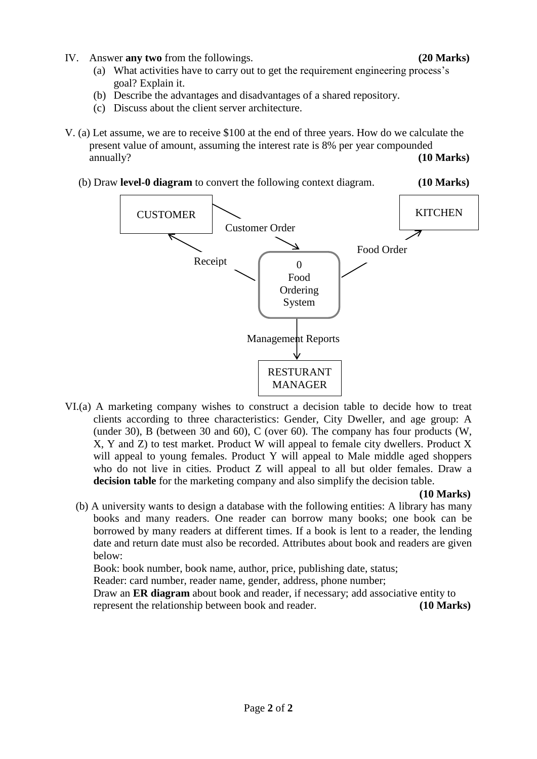IV. Answer **any two** from the followings. **(20 Marks)**

(a) What activities have to carry out to get the requirement engineering process's goal? Explain it.

(b) Describe the advantages and disadvantages of a shared repository.

(c) Discuss about the client server architecture.

V. (a) Let assume, we are to receive $100 at the end of three years. How do we calculate the present value of amount, assuming the interest rate is 8% per year compounded annually? **(10 Marks)**

(b) Draw **level-0 diagram** to convert the following context diagram. **(10 Marks)**

CUSTOMER

KITCHEN

Customer Order

Food Order

Receipt

0
Food
Ordering
System

Management Reports

RESTURANT
MANAGER

VI.(a) A marketing company wishes to construct a decision table to decide how to treat clients according to three characteristics: Gender, City Dweller, and age group: A (under 30), B (between 30 and 60), C (over 60). The company has four products (W, X, Y and Z) to test market. Product W will appeal to female city dwellers. Product X will appeal to young females. Product Y will appeal to Male middle aged shoppers who do not live in cities. Product Z will appeal to all but older females. Draw a **decision table** for the marketing company and also simplify the decision table.

**(10 Marks)**

(b) A university wants to design a database with the following entities: A library has many books and many readers. One reader can borrow many books; one book can be borrowed by many readers at different times. If a book is lent to a reader, the lending date and return date must also be recorded. Attributes about book and readers are given below:

Book: book number, book name, author, price, publishing date, status;

Reader: card number, reader name, gender, address, phone number;

Draw an **ER diagram** about book and reader, if necessary; add associative entity to represent the relationship between book and reader. **(10 Marks)**